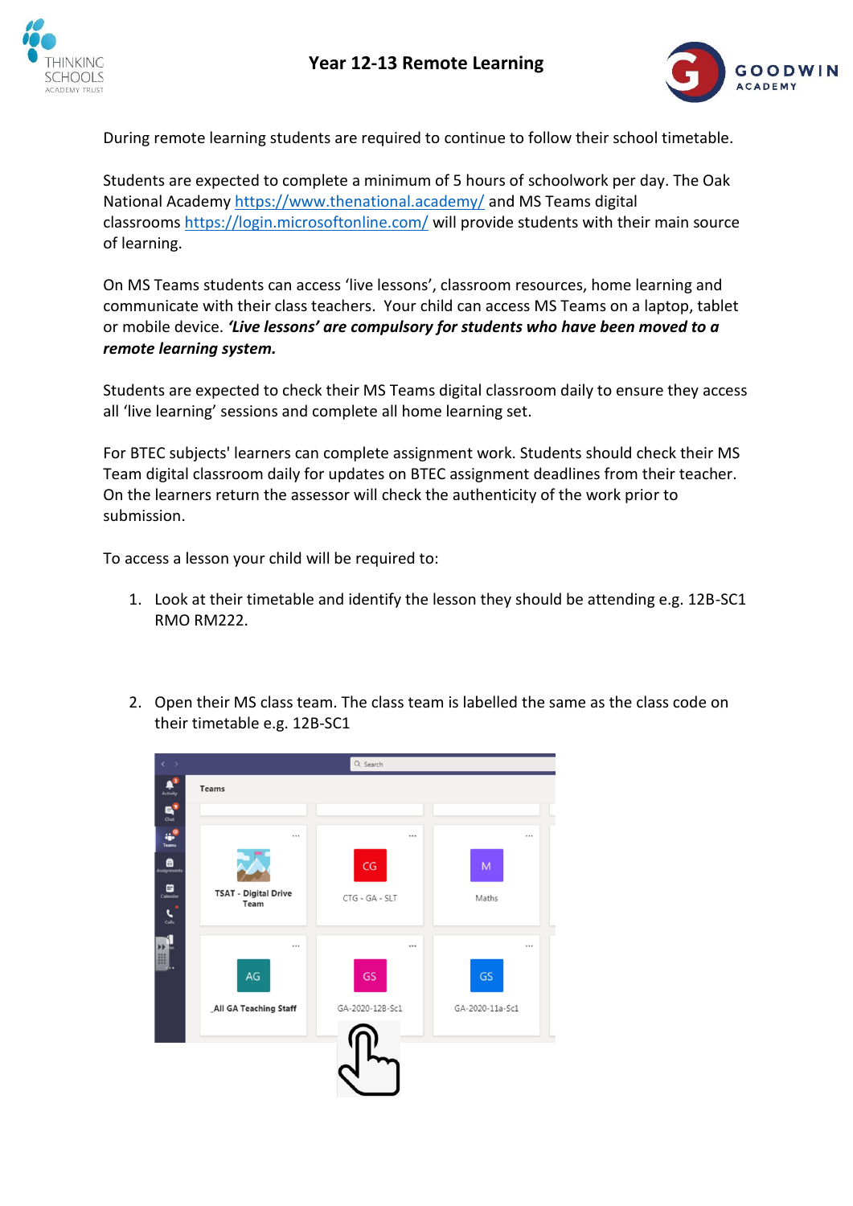# Year 12-13 Remote Learning

During remote learning students are required to continue to follow their school timetable.

Students are expected to complete a minimum of 5 hours of schoolwork per day. The Oak National Academy https://www.thenational.academy/ and MS Teams digital classrooms https://login.microsoftonline.com/ will provide students with their main source of learning.

On MS Teams students can access 'live lessons', classroom resources, home learning and communicate with their class teachers. Your child can access MS Teams on a laptop, tablet or mobile device. ***'Live lessons' are compulsory for students who have been moved to a remote learning system.***

Students are expected to check their MS Teams digital classroom daily to ensure they access all 'live learning' sessions and complete all home learning set.

For BTEC subjects' learners can complete assignment work. Students should check their MS Team digital classroom daily for updates on BTEC assignment deadlines from their teacher. On the learners return the assessor will check the authenticity of the work prior to submission.

To access a lesson your child will be required to:

1. Look at their timetable and identify the lesson they should be attending e.g. 12B-SC1 RMO RM222.

2. Open their MS class team. The class team is labelled the same as the class code on their timetable e.g. 12B-SC1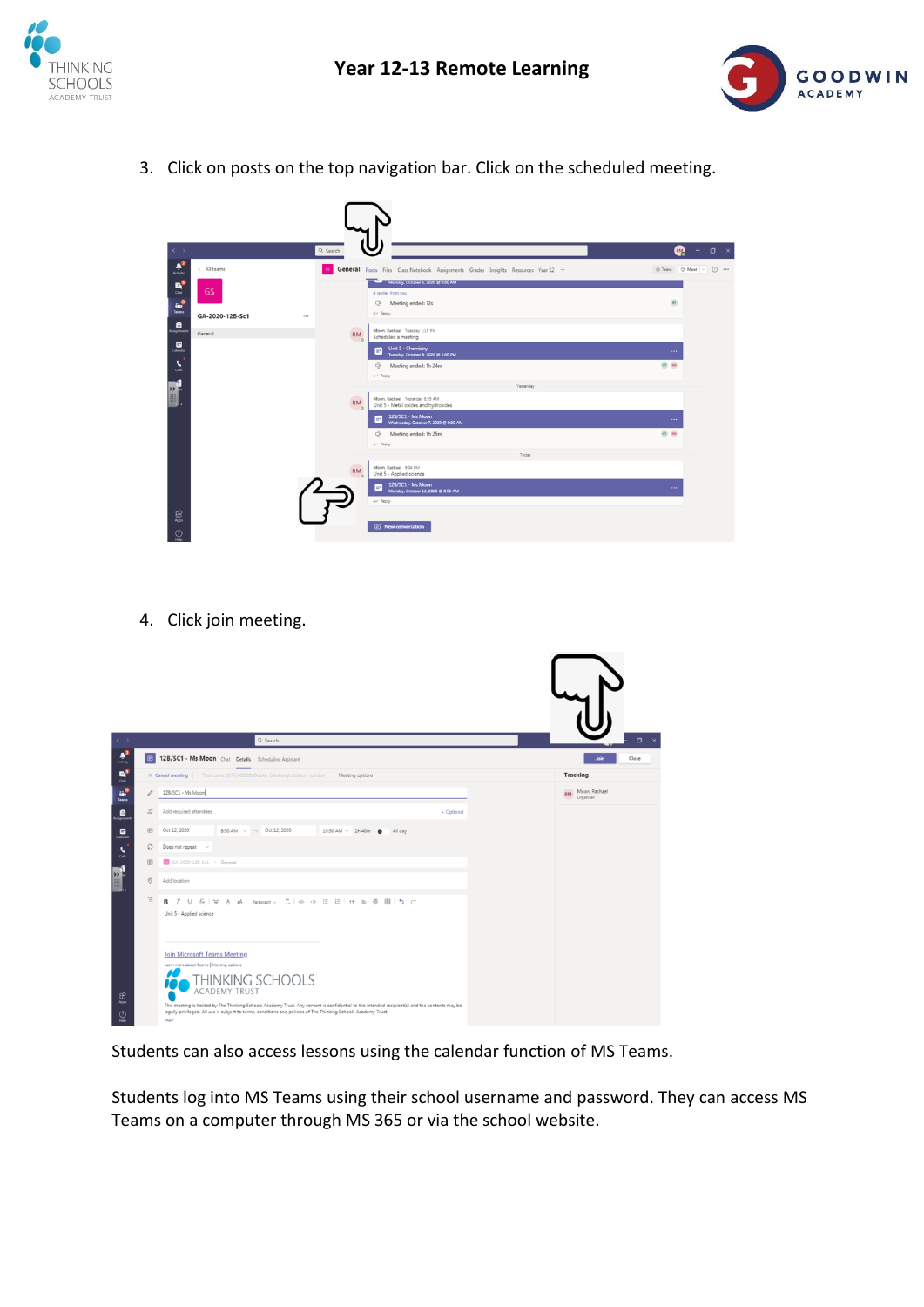3. Click on posts on the top navigation bar. Click on the scheduled meeting.

4. Click join meeting.

Students can also access lessons using the calendar function of MS Teams.

Students log into MS Teams using their school username and password. They can access MS Teams on a computer through MS 365 or via the school website.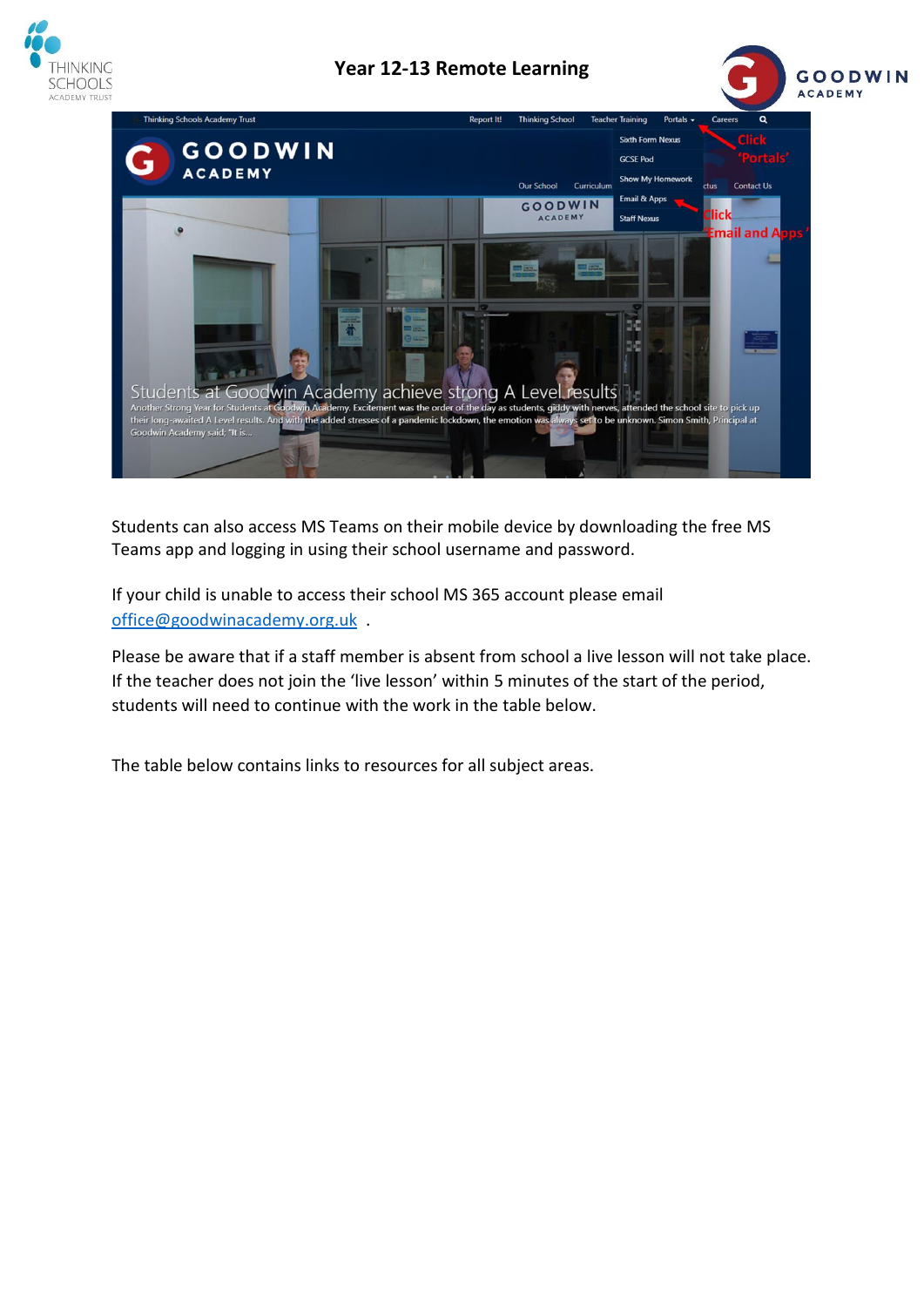# Year 12-13 Remote Learning

Students can also access MS Teams on their mobile device by downloading the free MS Teams app and logging in using their school username and password.

If your child is unable to access their school MS 365 account please email office@goodwinacademy.org.uk .

Please be aware that if a staff member is absent from school a live lesson will not take place. If the teacher does not join the 'live lesson' within 5 minutes of the start of the period, students will need to continue with the work in the table below.

The table below contains links to resources for all subject areas.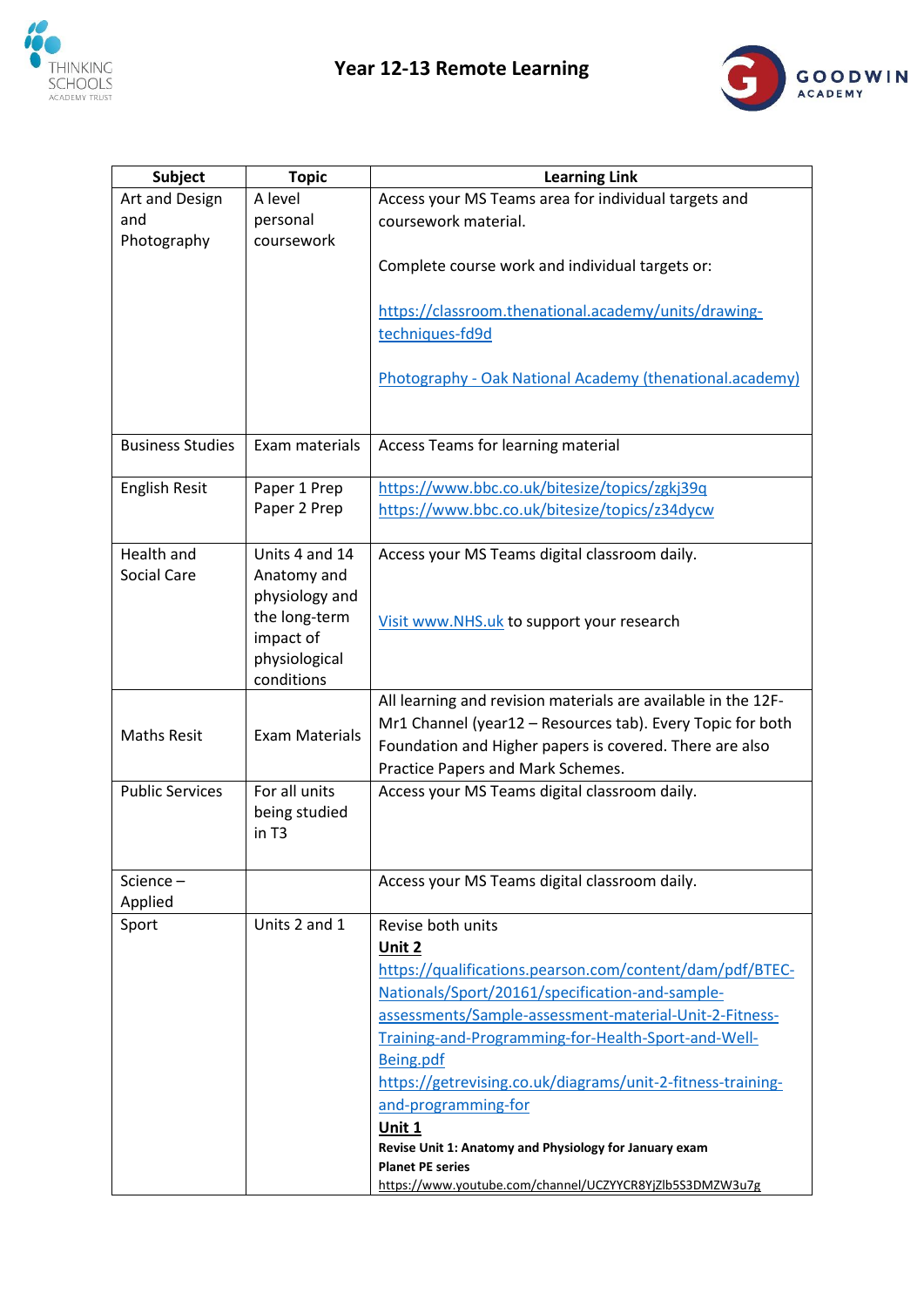# Year 12-13 Remote Learning

| Subject | Topic | Learning Link |
|---|---|---|
| Art and Design and Photography | A level personal coursework | Access your MS Teams area for individual targets and coursework material.<br><br>Complete course work and individual targets or:<br><br>https://classroom.thenational.academy/units/drawing-techniques-fd9d<br><br>Photography - Oak National Academy (thenational.academy) |
| Business Studies | Exam materials | Access Teams for learning material |
| English Resit | Paper 1 Prep<br>Paper 2 Prep | https://www.bbc.co.uk/bitesize/topics/zgkj39q<br>https://www.bbc.co.uk/bitesize/topics/z34dycw |
| Health and Social Care | Units 4 and 14 Anatomy and physiology and the long-term impact of physiological conditions | Access your MS Teams digital classroom daily.<br><br>Visit www.NHS.uk to support your research |
| Maths Resit | Exam Materials | All learning and revision materials are available in the 12F-Mr1 Channel (year12 – Resources tab). Every Topic for both Foundation and Higher papers is covered. There are also Practice Papers and Mark Schemes. |
| Public Services | For all units being studied in T3 | Access your MS Teams digital classroom daily. |
| Science – Applied | | Access your MS Teams digital classroom daily. |
| Sport | Units 2 and 1 | Revise both units<br>**Unit 2**<br>https://qualifications.pearson.com/content/dam/pdf/BTEC-Nationals/Sport/20161/specification-and-sample-assessments/Sample-assessment-material-Unit-2-Fitness-Training-and-Programming-for-Health-Sport-and-Well-Being.pdf<br>https://getrevising.co.uk/diagrams/unit-2-fitness-training-and-programming-for<br>**Unit 1**<br>**Revise Unit 1: Anatomy and Physiology for January exam**<br>**Planet PE series**<br>https://www.youtube.com/channel/UCZYYCR8YjZlb5S3DMZW3u7g |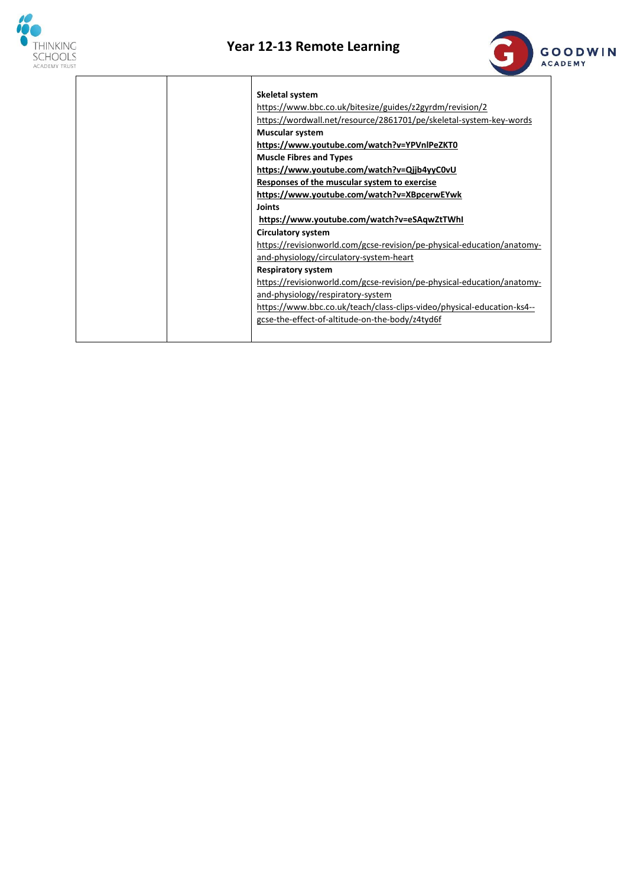| | | |
|---|---|---|
| | | **Skeletal system**<br>https://www.bbc.co.uk/bitesize/guides/z2gyrdm/revision/2<br>https://wordwall.net/resource/2861701/pe/skeletal-system-key-words<br>**Muscular system**<br>**https://www.youtube.com/watch?v=YPVnlPeZKT0**<br>**Muscle Fibres and Types**<br>**https://www.youtube.com/watch?v=Qjjb4yyC0vU**<br>**Responses of the muscular system to exercise**<br>**https://www.youtube.com/watch?v=XBpcerwEYwk**<br>**Joints**<br>**https://www.youtube.com/watch?v=eSAqwZtTWhI**<br>**Circulatory system**<br>https://revisionworld.com/gcse-revision/pe-physical-education/anatomy-and-physiology/circulatory-system-heart<br>**Respiratory system**<br>https://revisionworld.com/gcse-revision/pe-physical-education/anatomy-and-physiology/respiratory-system<br>https://www.bbc.co.uk/teach/class-clips-video/physical-education-ks4--gcse-the-effect-of-altitude-on-the-body/z4tyd6f |